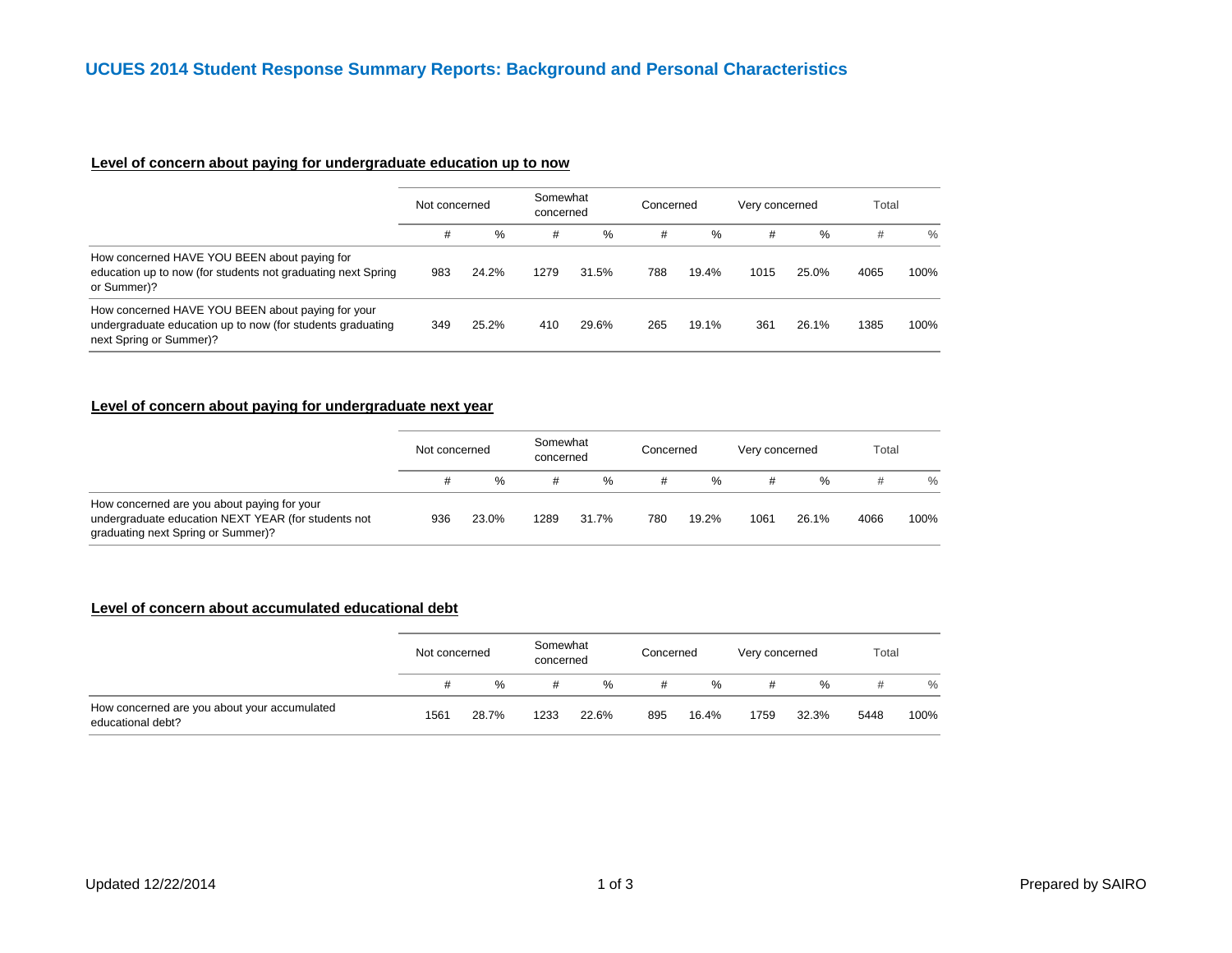# UCUES 2014 Student Response Summary Reports: Background and Personal Characteristics

## Level of concern about paying for undergraduate education up to now

| | Not concerned | | Somewhat concerned | | Concerned | | Very concerned | | Total | |
|---|---|---|---|---|---|---|---|---|---|---|
| | # | % | # | % | # | % | # | % | # | % |
| How concerned HAVE YOU BEEN about paying for education up to now (for students not graduating next Spring or Summer)? | 983 | 24.2% | 1279 | 31.5% | 788 | 19.4% | 1015 | 25.0% | 4065 | 100% |
| How concerned HAVE YOU BEEN about paying for your undergraduate education up to now (for students graduating next Spring or Summer)? | 349 | 25.2% | 410 | 29.6% | 265 | 19.1% | 361 | 26.1% | 1385 | 100% |

## Level of concern about paying for undergraduate next year

| | Not concerned | | Somewhat concerned | | Concerned | | Very concerned | | Total | |
|---|---|---|---|---|---|---|---|---|---|---|
| | # | % | # | % | # | % | # | % | # | % |
| How concerned are you about paying for your undergraduate education NEXT YEAR (for students not graduating next Spring or Summer)? | 936 | 23.0% | 1289 | 31.7% | 780 | 19.2% | 1061 | 26.1% | 4066 | 100% |

## Level of concern about accumulated educational debt

| | Not concerned | | Somewhat concerned | | Concerned | | Very concerned | | Total | |
|---|---|---|---|---|---|---|---|---|---|---|
| | # | % | # | % | # | % | # | % | # | % |
| How concerned are you about your accumulated educational debt? | 1561 | 28.7% | 1233 | 22.6% | 895 | 16.4% | 1759 | 32.3% | 5448 | 100% |

Updated 12/22/2014

Prepared by SAIRO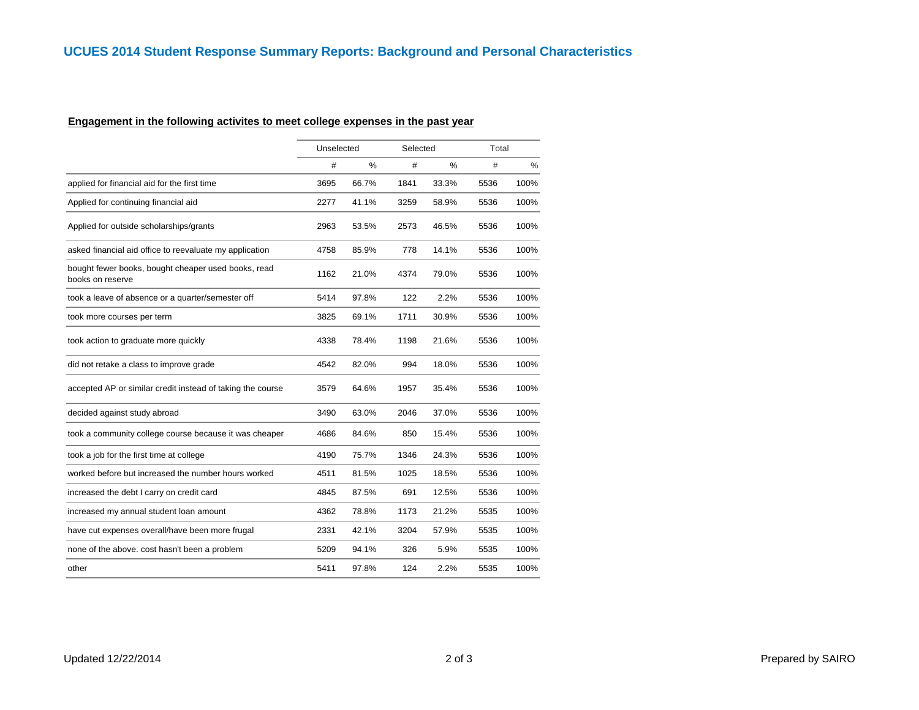# UCUES 2014 Student Response Summary Reports: Background and Personal Characteristics

**Engagement in the following activites to meet college expenses in the past year**

| | Unselected | | Selected | | Total | |
|---|---|---|---|---|---|---|
| | # | % | # | % | # | % |
| applied for financial aid for the first time | 3695 | 66.7% | 1841 | 33.3% | 5536 | 100% |
| Applied for continuing financial aid | 2277 | 41.1% | 3259 | 58.9% | 5536 | 100% |
| Applied for outside scholarships/grants | 2963 | 53.5% | 2573 | 46.5% | 5536 | 100% |
| asked financial aid office to reevaluate my application | 4758 | 85.9% | 778 | 14.1% | 5536 | 100% |
| bought fewer books, bought cheaper used books, read books on reserve | 1162 | 21.0% | 4374 | 79.0% | 5536 | 100% |
| took a leave of absence or a quarter/semester off | 5414 | 97.8% | 122 | 2.2% | 5536 | 100% |
| took more courses per term | 3825 | 69.1% | 1711 | 30.9% | 5536 | 100% |
| took action to graduate more quickly | 4338 | 78.4% | 1198 | 21.6% | 5536 | 100% |
| did not retake a class to improve grade | 4542 | 82.0% | 994 | 18.0% | 5536 | 100% |
| accepted AP or similar credit instead of taking the course | 3579 | 64.6% | 1957 | 35.4% | 5536 | 100% |
| decided against study abroad | 3490 | 63.0% | 2046 | 37.0% | 5536 | 100% |
| took a community college course because it was cheaper | 4686 | 84.6% | 850 | 15.4% | 5536 | 100% |
| took a job for the first time at college | 4190 | 75.7% | 1346 | 24.3% | 5536 | 100% |
| worked before but increased the number hours worked | 4511 | 81.5% | 1025 | 18.5% | 5536 | 100% |
| increased the debt I carry on credit card | 4845 | 87.5% | 691 | 12.5% | 5536 | 100% |
| increased my annual student loan amount | 4362 | 78.8% | 1173 | 21.2% | 5535 | 100% |
| have cut expenses overall/have been more frugal | 2331 | 42.1% | 3204 | 57.9% | 5535 | 100% |
| none of the above. cost hasn't been a problem | 5209 | 94.1% | 326 | 5.9% | 5535 | 100% |
| other | 5411 | 97.8% | 124 | 2.2% | 5535 | 100% |

Updated 12/22/2014

Prepared by SAIRO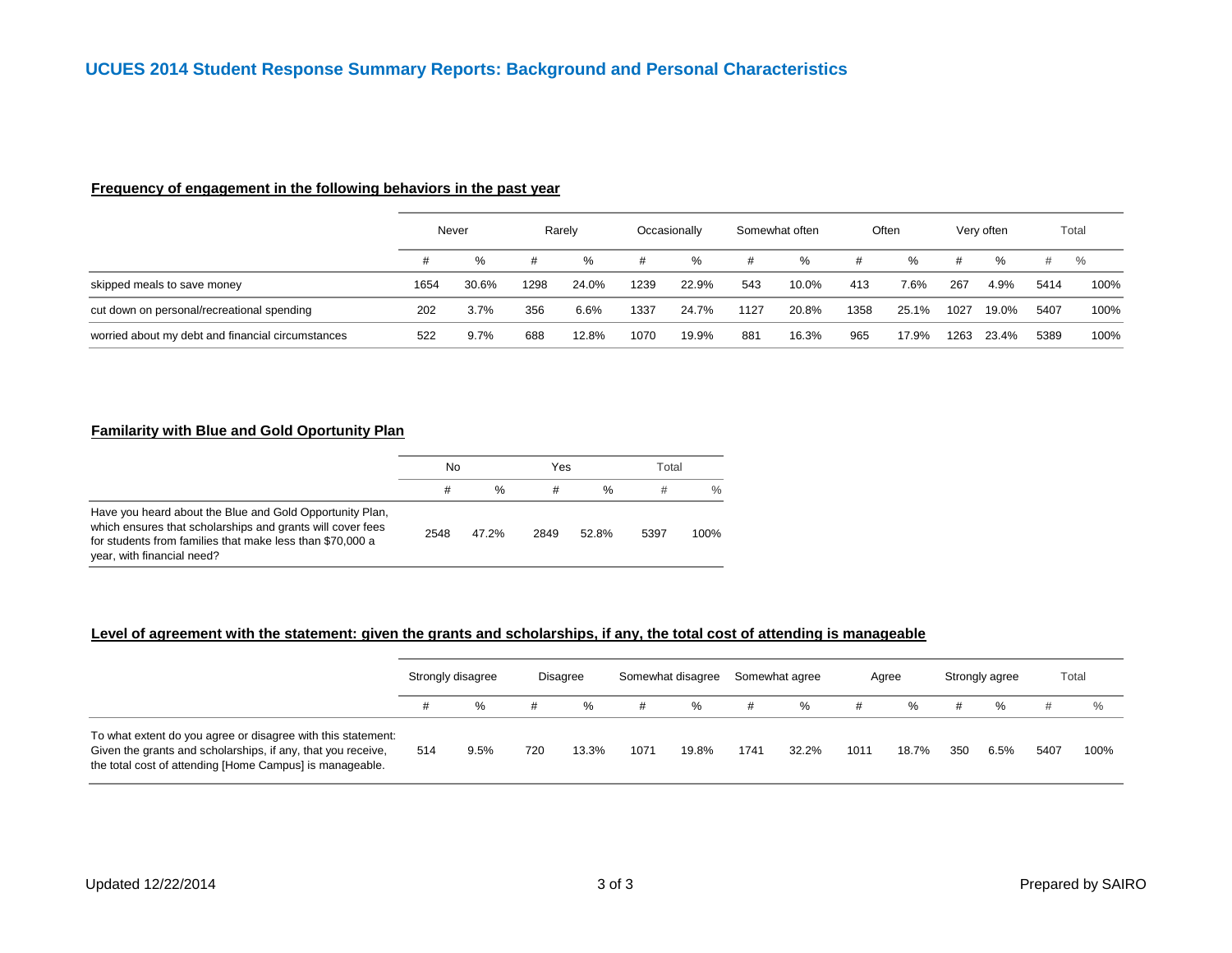# UCUES 2014 Student Response Summary Reports: Background and Personal Characteristics

**Frequency of engagement in the following behaviors in the past year**

| | Never | | Rarely | | Occasionally | | Somewhat often | | Often | | Very often | | Total | |
|---|---|---|---|---|---|---|---|---|---|---|---|---|---|---|
| | # | % | # | % | # | % | # | % | # | % | # | % | # | % |
| skipped meals to save money | 1654 | 30.6% | 1298 | 24.0% | 1239 | 22.9% | 543 | 10.0% | 413 | 7.6% | 267 | 4.9% | 5414 | 100% |
| cut down on personal/recreational spending | 202 | 3.7% | 356 | 6.6% | 1337 | 24.7% | 1127 | 20.8% | 1358 | 25.1% | 1027 | 19.0% | 5407 | 100% |
| worried about my debt and financial circumstances | 522 | 9.7% | 688 | 12.8% | 1070 | 19.9% | 881 | 16.3% | 965 | 17.9% | 1263 | 23.4% | 5389 | 100% |

**Familarity with Blue and Gold Oportunity Plan**

| | No | | Yes | | Total | |
|---|---|---|---|---|---|---|
| | # | % | # | % | # | % |
| Have you heard about the Blue and Gold Opportunity Plan, which ensures that scholarships and grants will cover fees for students from families that make less than $70,000 a year, with financial need? | 2548 | 47.2% | 2849 | 52.8% | 5397 | 100% |

**Level of agreement with the statement: given the grants and scholarships, if any, the total cost of attending is manageable**

| | Strongly disagree | | Disagree | | Somewhat disagree | | Somewhat agree | | Agree | | Strongly agree | | Total | |
|---|---|---|---|---|---|---|---|---|---|---|---|---|---|---|
| | # | % | # | % | # | % | # | % | # | % | # | % | # | % |
| To what extent do you agree or disagree with this statement: Given the grants and scholarships, if any, that you receive, the total cost of attending [Home Campus] is manageable. | 514 | 9.5% | 720 | 13.3% | 1071 | 19.8% | 1741 | 32.2% | 1011 | 18.7% | 350 | 6.5% | 5407 | 100% |

Updated 12/22/2014

Prepared by SAIRO